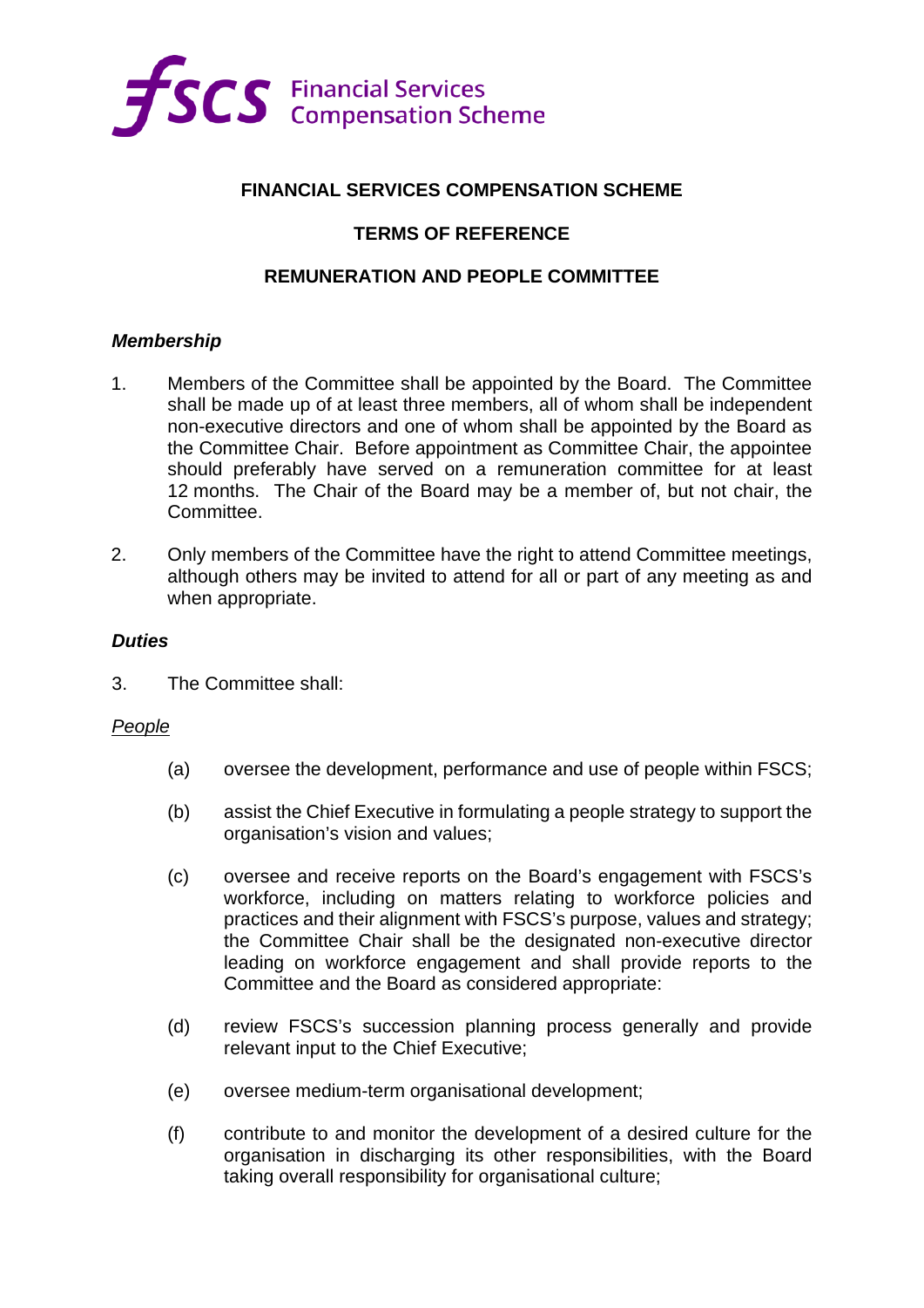**FINANCIAL SERVICES COMPENSATION SCHEME**

**TERMS OF REFERENCE**

**REMUNERATION AND PEOPLE COMMITTEE**

***Membership***

1. Members of the Committee shall be appointed by the Board. The Committee shall be made up of at least three members, all of whom shall be independent non-executive directors and one of whom shall be appointed by the Board as the Committee Chair. Before appointment as Committee Chair, the appointee should preferably have served on a remuneration committee for at least 12 months. The Chair of the Board may be a member of, but not chair, the Committee.

2. Only members of the Committee have the right to attend Committee meetings, although others may be invited to attend for all or part of any meeting as and when appropriate.

***Duties***

3. The Committee shall:

<u>*People*</u>

(a) oversee the development, performance and use of people within FSCS;

(b) assist the Chief Executive in formulating a people strategy to support the organisation's vision and values;

(c) oversee and receive reports on the Board's engagement with FSCS's workforce, including on matters relating to workforce policies and practices and their alignment with FSCS's purpose, values and strategy; the Committee Chair shall be the designated non-executive director leading on workforce engagement and shall provide reports to the Committee and the Board as considered appropriate:

(d) review FSCS's succession planning process generally and provide relevant input to the Chief Executive;

(e) oversee medium-term organisational development;

(f) contribute to and monitor the development of a desired culture for the organisation in discharging its other responsibilities, with the Board taking overall responsibility for organisational culture;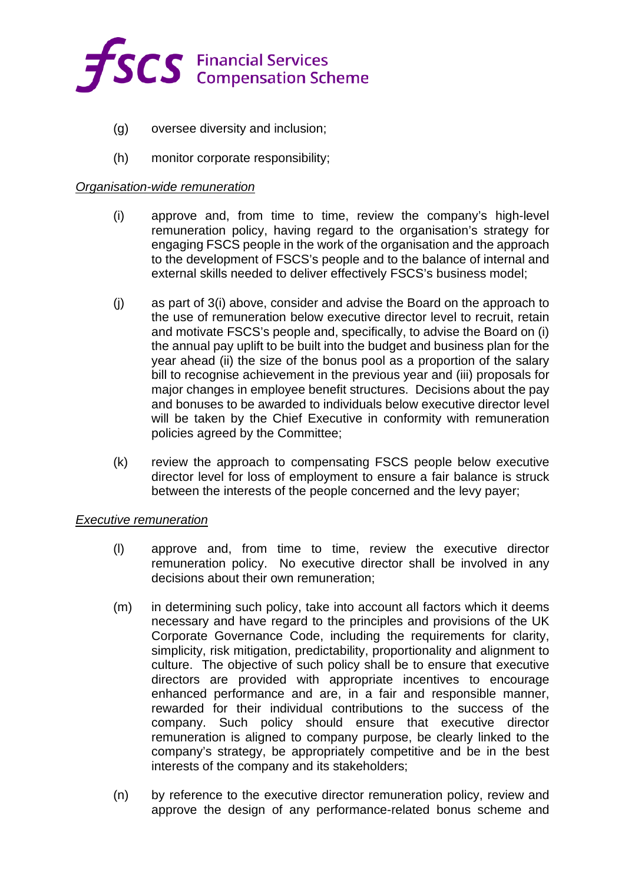(g) oversee diversity and inclusion;

(h) monitor corporate responsibility;

*Organisation-wide remuneration*

(i) approve and, from time to time, review the company's high-level remuneration policy, having regard to the organisation's strategy for engaging FSCS people in the work of the organisation and the approach to the development of FSCS's people and to the balance of internal and external skills needed to deliver effectively FSCS's business model;

(j) as part of 3(i) above, consider and advise the Board on the approach to the use of remuneration below executive director level to recruit, retain and motivate FSCS's people and, specifically, to advise the Board on (i) the annual pay uplift to be built into the budget and business plan for the year ahead (ii) the size of the bonus pool as a proportion of the salary bill to recognise achievement in the previous year and (iii) proposals for major changes in employee benefit structures. Decisions about the pay and bonuses to be awarded to individuals below executive director level will be taken by the Chief Executive in conformity with remuneration policies agreed by the Committee;

(k) review the approach to compensating FSCS people below executive director level for loss of employment to ensure a fair balance is struck between the interests of the people concerned and the levy payer;

*Executive remuneration*

(l) approve and, from time to time, review the executive director remuneration policy. No executive director shall be involved in any decisions about their own remuneration;

(m) in determining such policy, take into account all factors which it deems necessary and have regard to the principles and provisions of the UK Corporate Governance Code, including the requirements for clarity, simplicity, risk mitigation, predictability, proportionality and alignment to culture. The objective of such policy shall be to ensure that executive directors are provided with appropriate incentives to encourage enhanced performance and are, in a fair and responsible manner, rewarded for their individual contributions to the success of the company. Such policy should ensure that executive director remuneration is aligned to company purpose, be clearly linked to the company's strategy, be appropriately competitive and be in the best interests of the company and its stakeholders;

(n) by reference to the executive director remuneration policy, review and approve the design of any performance-related bonus scheme and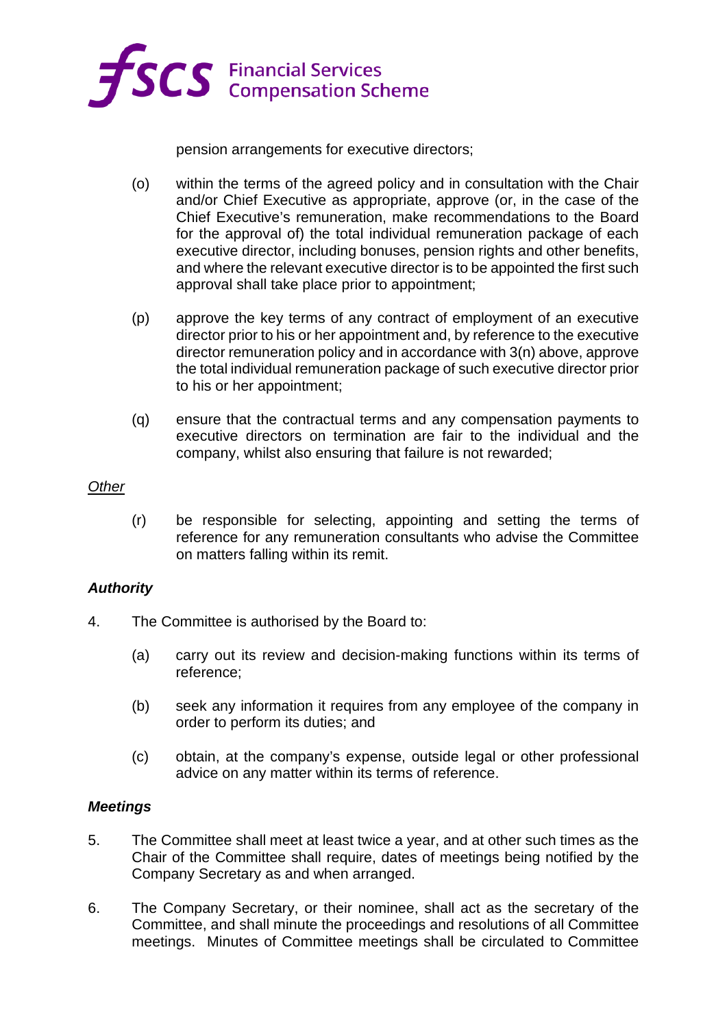pension arrangements for executive directors;

(o) within the terms of the agreed policy and in consultation with the Chair and/or Chief Executive as appropriate, approve (or, in the case of the Chief Executive's remuneration, make recommendations to the Board for the approval of) the total individual remuneration package of each executive director, including bonuses, pension rights and other benefits, and where the relevant executive director is to be appointed the first such approval shall take place prior to appointment;

(p) approve the key terms of any contract of employment of an executive director prior to his or her appointment and, by reference to the executive director remuneration policy and in accordance with 3(n) above, approve the total individual remuneration package of such executive director prior to his or her appointment;

(q) ensure that the contractual terms and any compensation payments to executive directors on termination are fair to the individual and the company, whilst also ensuring that failure is not rewarded;

*Other*

(r) be responsible for selecting, appointing and setting the terms of reference for any remuneration consultants who advise the Committee on matters falling within its remit.

***Authority***

4. The Committee is authorised by the Board to:

   (a) carry out its review and decision-making functions within its terms of reference;

   (b) seek any information it requires from any employee of the company in order to perform its duties; and

   (c) obtain, at the company's expense, outside legal or other professional advice on any matter within its terms of reference.

***Meetings***

5. The Committee shall meet at least twice a year, and at other such times as the Chair of the Committee shall require, dates of meetings being notified by the Company Secretary as and when arranged.

6. The Company Secretary, or their nominee, shall act as the secretary of the Committee, and shall minute the proceedings and resolutions of all Committee meetings. Minutes of Committee meetings shall be circulated to Committee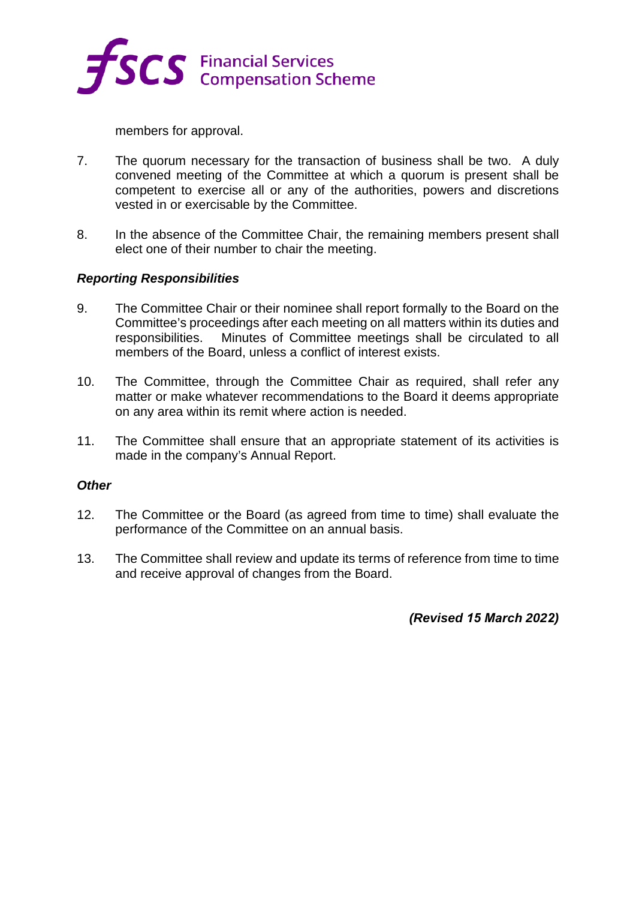members for approval.

7. The quorum necessary for the transaction of business shall be two. A duly convened meeting of the Committee at which a quorum is present shall be competent to exercise all or any of the authorities, powers and discretions vested in or exercisable by the Committee.

8. In the absence of the Committee Chair, the remaining members present shall elect one of their number to chair the meeting.

***Reporting Responsibilities***

9. The Committee Chair or their nominee shall report formally to the Board on the Committee's proceedings after each meeting on all matters within its duties and responsibilities. Minutes of Committee meetings shall be circulated to all members of the Board, unless a conflict of interest exists.

10. The Committee, through the Committee Chair as required, shall refer any matter or make whatever recommendations to the Board it deems appropriate on any area within its remit where action is needed.

11. The Committee shall ensure that an appropriate statement of its activities is made in the company's Annual Report.

***Other***

12. The Committee or the Board (as agreed from time to time) shall evaluate the performance of the Committee on an annual basis.

13. The Committee shall review and update its terms of reference from time to time and receive approval of changes from the Board.

***(Revised 15 March 2022)***